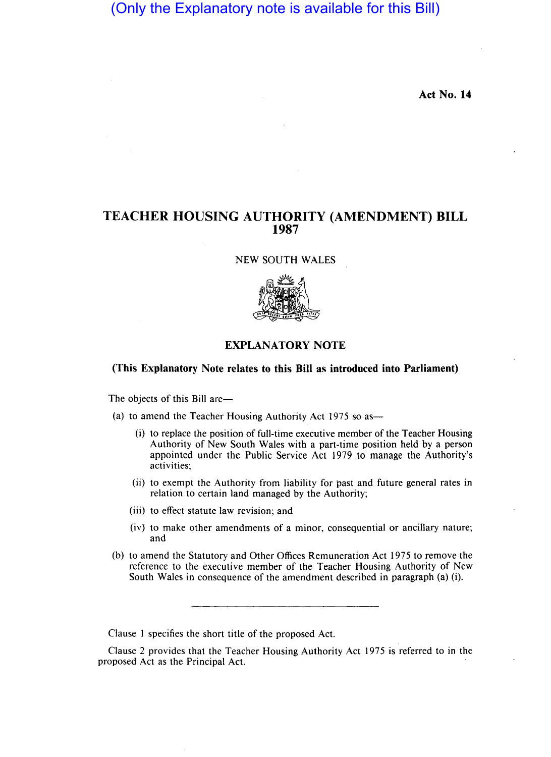(Only the Explanatory note is available for this Bill)

**Act No. 14**

# TEACHER HOUSING AUTHORITY (AMENDMENT) BILL 1987

NEW SOUTH WALES

## EXPLANATORY NOTE

**(This Explanatory Note relates to this Bill as introduced into Parliament)**

The objects of this Bill are—

(a) to amend the Teacher Housing Authority Act 1975 so as—

(i) to replace the position of full-time executive member of the Teacher Housing Authority of New South Wales with a part-time position held by a person appointed under the Public Service Act 1979 to manage the Authority's activities;

(ii) to exempt the Authority from liability for past and future general rates in relation to certain land managed by the Authority;

(iii) to effect statute law revision; and

(iv) to make other amendments of a minor, consequential or ancillary nature; and

(b) to amend the Statutory and Other Offices Remuneration Act 1975 to remove the reference to the executive member of the Teacher Housing Authority of New South Wales in consequence of the amendment described in paragraph (a) (i).

---

Clause 1 specifies the short title of the proposed Act.

Clause 2 provides that the Teacher Housing Authority Act 1975 is referred to in the proposed Act as the Principal Act.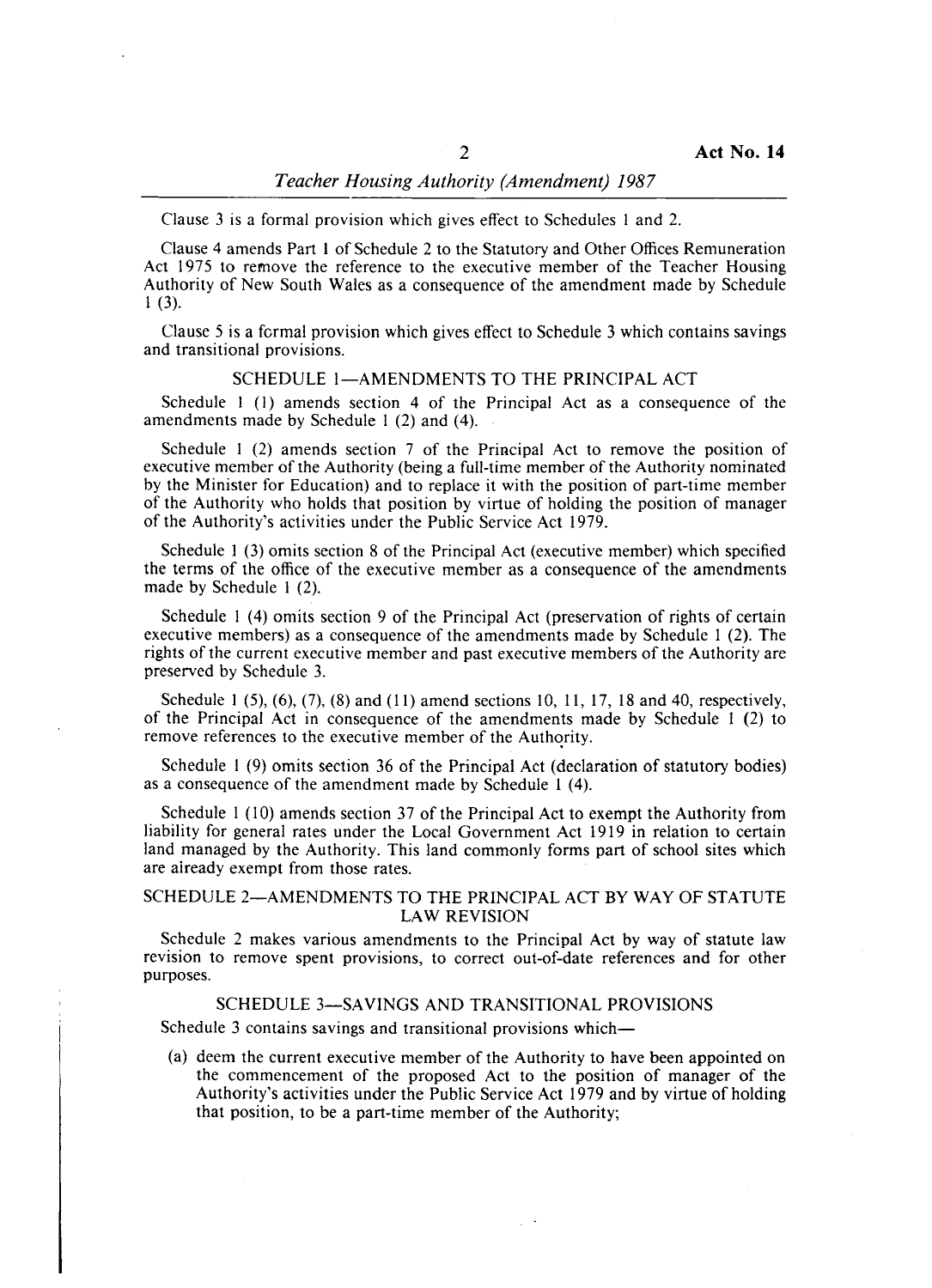Clause 3 is a formal provision which gives effect to Schedules 1 and 2.

Clause 4 amends Part 1 of Schedule 2 to the Statutory and Other Offices Remuneration Act 1975 to remove the reference to the executive member of the Teacher Housing Authority of New South Wales as a consequence of the amendment made by Schedule 1 (3).

Clause 5 is a formal provision which gives effect to Schedule 3 which contains savings and transitional provisions.

## SCHEDULE 1—AMENDMENTS TO THE PRINCIPAL ACT

Schedule 1 (1) amends section 4 of the Principal Act as a consequence of the amendments made by Schedule 1 (2) and (4).

Schedule 1 (2) amends section 7 of the Principal Act to remove the position of executive member of the Authority (being a full-time member of the Authority nominated by the Minister for Education) and to replace it with the position of part-time member of the Authority who holds that position by virtue of holding the position of manager of the Authority's activities under the Public Service Act 1979.

Schedule 1 (3) omits section 8 of the Principal Act (executive member) which specified the terms of the office of the executive member as a consequence of the amendments made by Schedule 1 (2).

Schedule 1 (4) omits section 9 of the Principal Act (preservation of rights of certain executive members) as a consequence of the amendments made by Schedule 1 (2). The rights of the current executive member and past executive members of the Authority are preserved by Schedule 3.

Schedule 1 (5), (6), (7), (8) and (11) amend sections 10, 11, 17, 18 and 40, respectively, of the Principal Act in consequence of the amendments made by Schedule 1 (2) to remove references to the executive member of the Authority.

Schedule 1 (9) omits section 36 of the Principal Act (declaration of statutory bodies) as a consequence of the amendment made by Schedule 1 (4).

Schedule 1 (10) amends section 37 of the Principal Act to exempt the Authority from liability for general rates under the Local Government Act 1919 in relation to certain land managed by the Authority. This land commonly forms part of school sites which are already exempt from those rates.

## SCHEDULE 2—AMENDMENTS TO THE PRINCIPAL ACT BY WAY OF STATUTE LAW REVISION

Schedule 2 makes various amendments to the Principal Act by way of statute law revision to remove spent provisions, to correct out-of-date references and for other purposes.

## SCHEDULE 3—SAVINGS AND TRANSITIONAL PROVISIONS

Schedule 3 contains savings and transitional provisions which—

(a) deem the current executive member of the Authority to have been appointed on the commencement of the proposed Act to the position of manager of the Authority's activities under the Public Service Act 1979 and by virtue of holding that position, to be a part-time member of the Authority;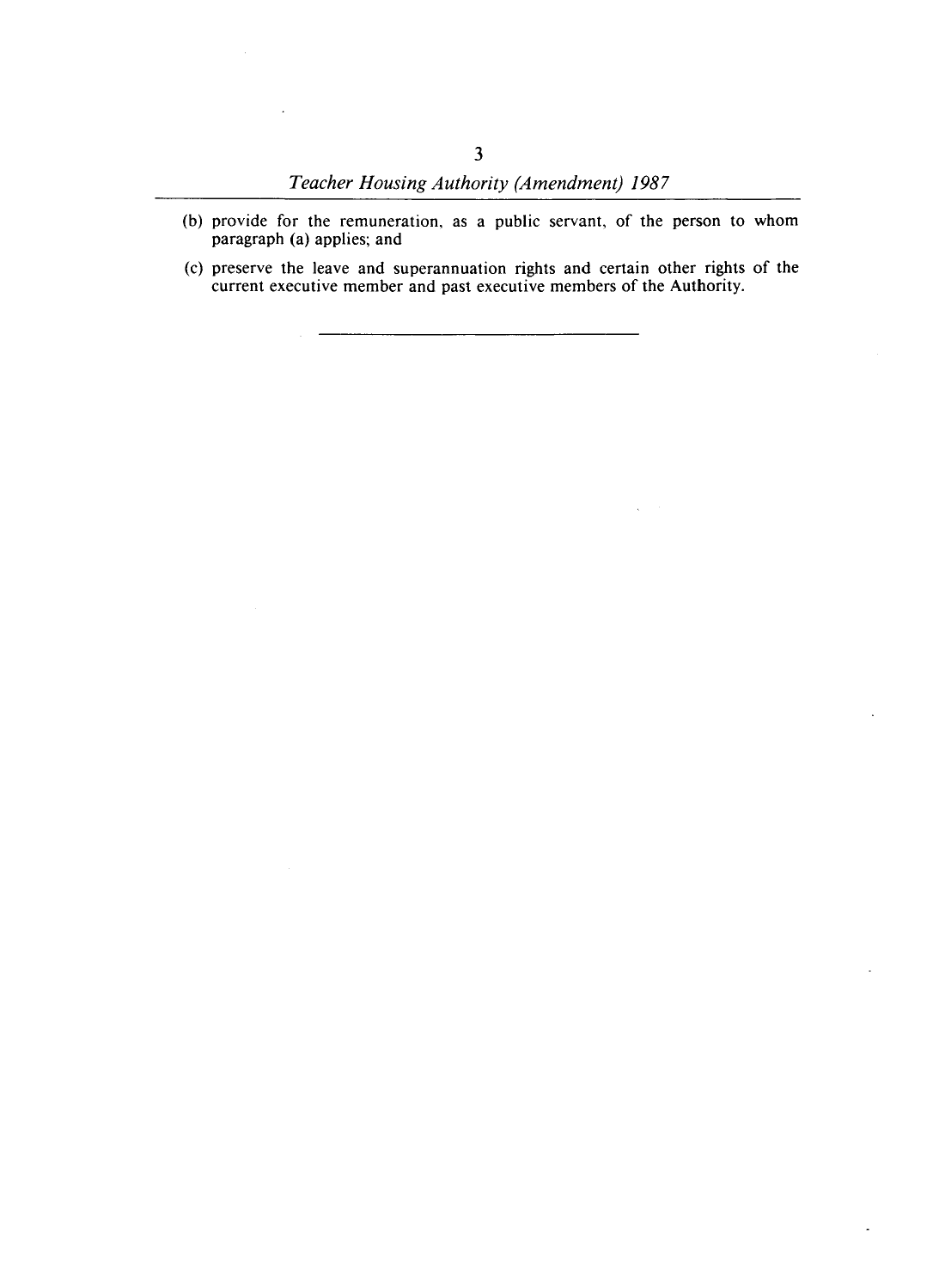(b) provide for the remuneration, as a public servant, of the person to whom paragraph (a) applies; and

(c) preserve the leave and superannuation rights and certain other rights of the current executive member and past executive members of the Authority.